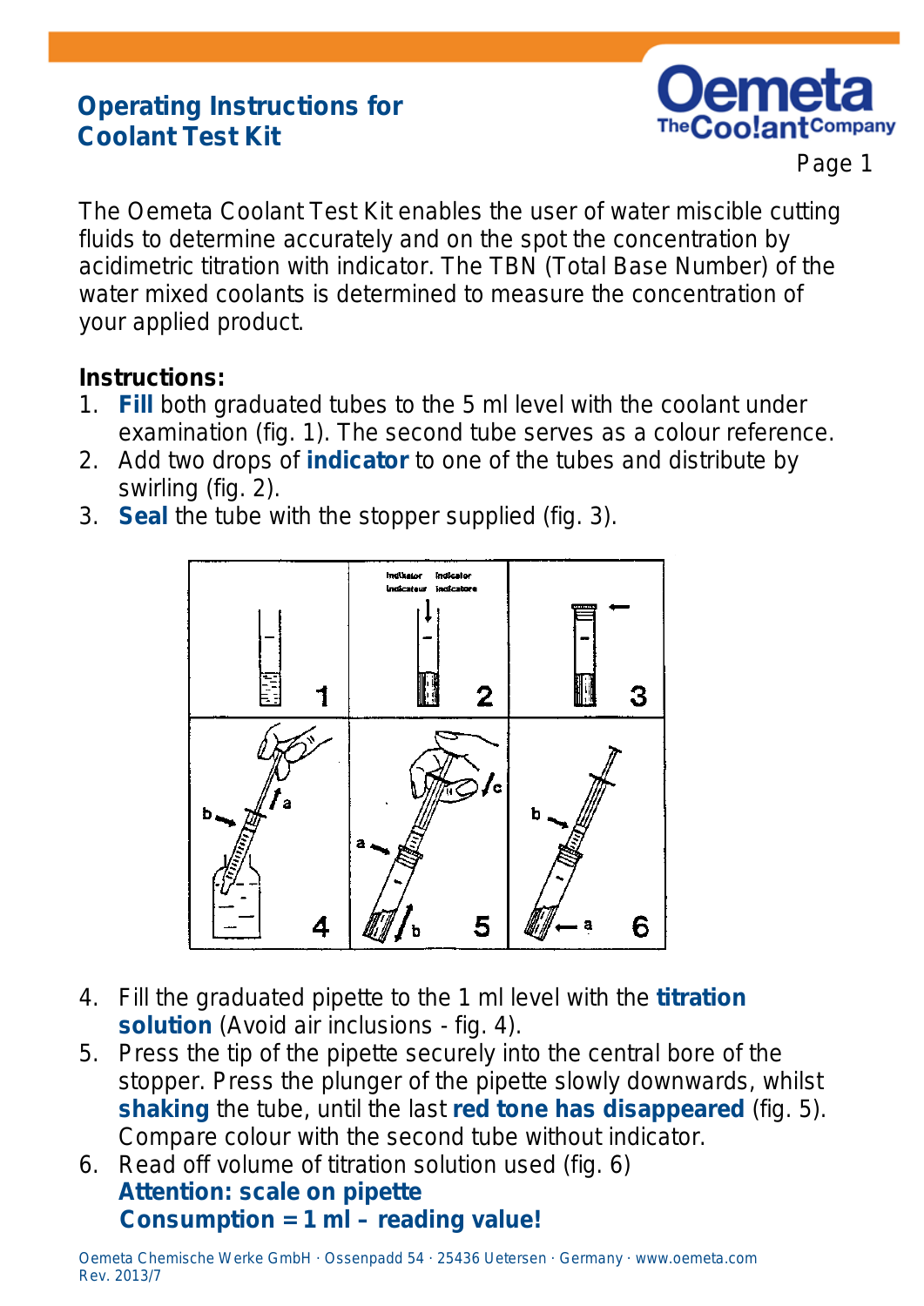# Operating Instructions for Coolant Test Kit

The Oemeta Coolant Test Kit enables the user of water miscible cutting fluids to determine accurately and on the spot the concentration by acidimetric titration with indicator. The TBN (Total Base Number) of the water mixed coolants is determined to measure the concentration of your applied product.

**Instructions:**

1. **Fill** both graduated tubes to the 5 ml level with the coolant under examination (fig. 1). The second tube serves as a colour reference.
2. Add two drops of **indicator** to one of the tubes and distribute by swirling (fig. 2).
3. **Seal** the tube with the stopper supplied (fig. 3).
4. Fill the graduated pipette to the 1 ml level with the **titration solution** (Avoid air inclusions - fig. 4).
5. Press the tip of the pipette securely into the central bore of the stopper. Press the plunger of the pipette slowly downwards, whilst **shaking** the tube, until the last **red tone has disappeared** (fig. 5). Compare colour with the second tube without indicator.
6. Read off volume of titration solution used (fig. 6)
   **Attention: scale on pipette**
   **Consumption = 1 ml – reading value!**

Oemeta Chemische Werke GmbH · Ossenpadd 54 · 25436 Uetersen · Germany · www.oemeta.com
Rev. 2013/7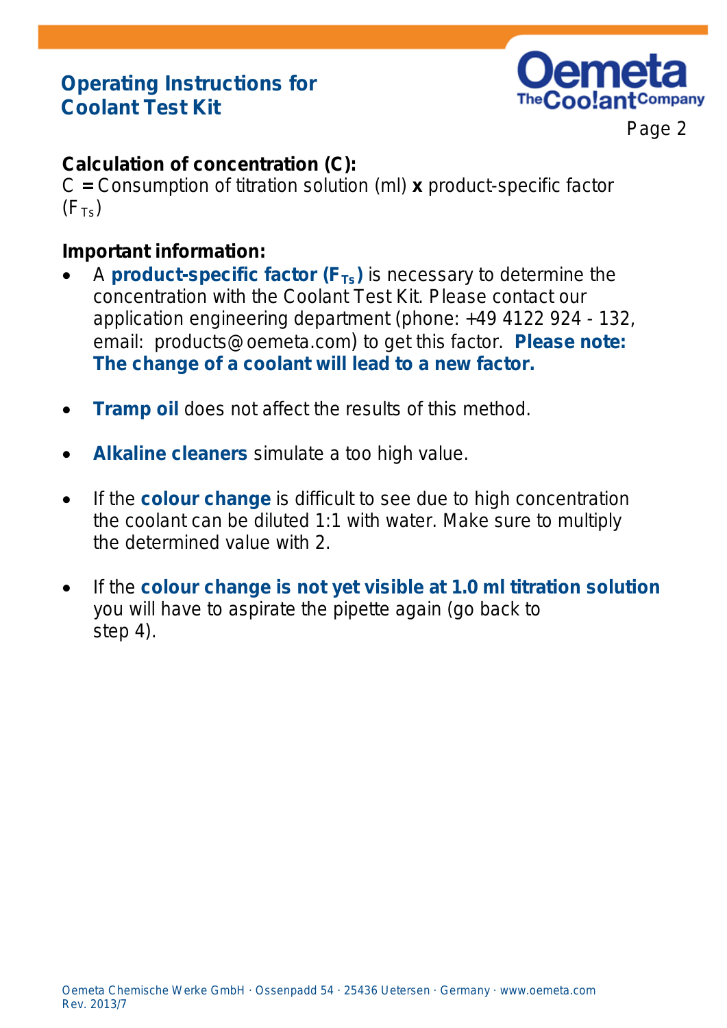**Calculation of concentration (C):**
C **=** Consumption of titration solution (ml) **x** product-specific factor ($F_{Ts}$)

**Important information:**

- A **product-specific factor ($F_{Ts}$)** is necessary to determine the concentration with the Coolant Test Kit. Please contact our application engineering department (phone: +49 4122 924 - 132, email: products@oemeta.com) to get this factor. **Please note: The change of a coolant will lead to a new factor.**

- **Tramp oil** does not affect the results of this method.

- **Alkaline cleaners** simulate a too high value.

- If the **colour change** is difficult to see due to high concentration the coolant can be diluted 1:1 with water. Make sure to multiply the determined value with 2.

- If the **colour change is not yet visible at 1.0 ml titration solution** you will have to aspirate the pipette again (go back to step 4).

Oemeta Chemische Werke GmbH · Ossenpadd 54 · 25436 Uetersen · Germany · www.oemeta.com
Rev. 2013/7